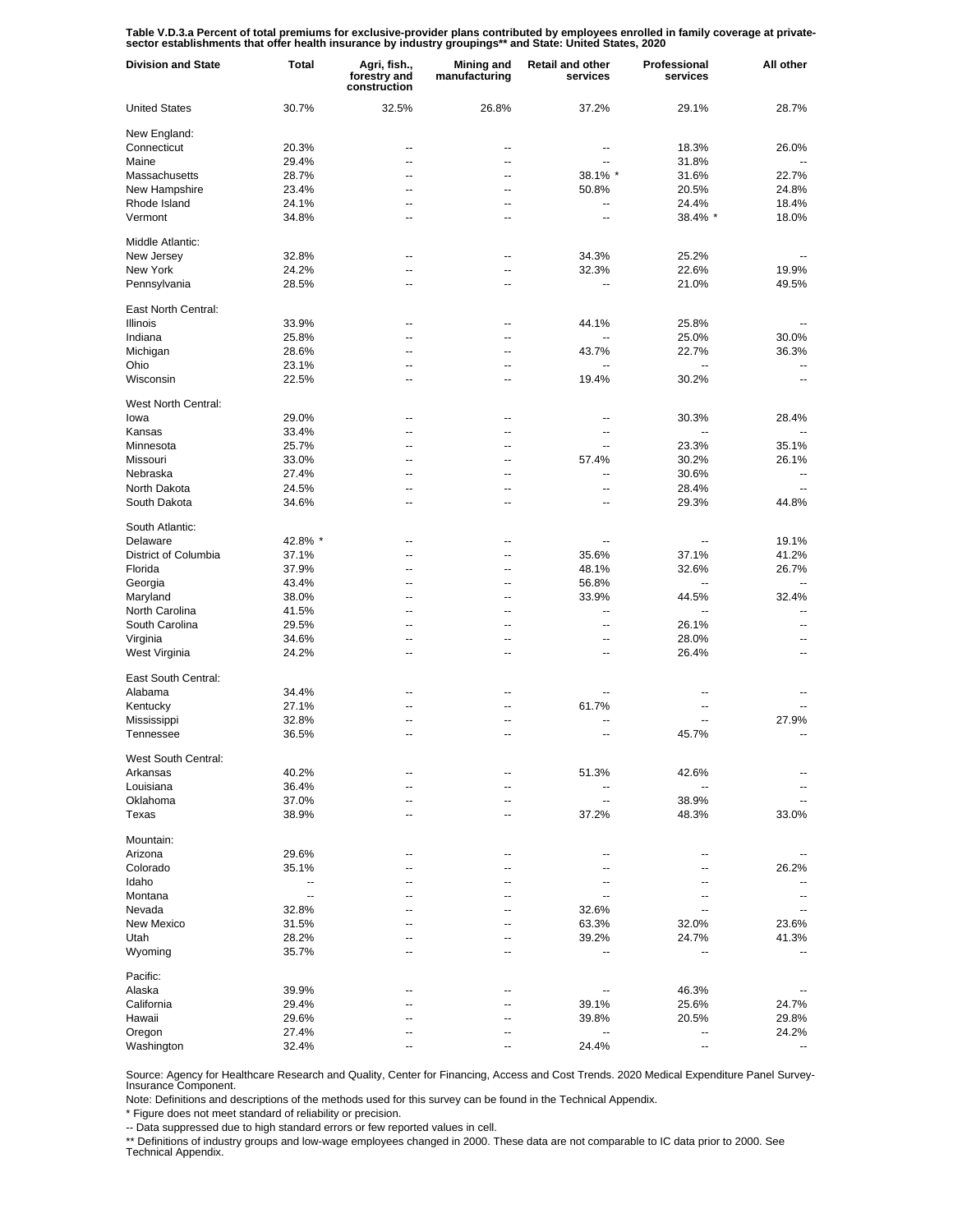**Table V.D.3.a Percent of total premiums for exclusive-provider plans contributed by employees enrolled in family coverage at private-sector establishments that offer health insurance by industry groupings** and State: United States, 2020**

| Division and State | Total | Agri, fish., forestry and construction | Mining and manufacturing | Retail and other services | Professional services | All other |
|---|---|---|---|---|---|---|
| United States | 30.7% | 32.5% | 26.8% | 37.2% | 29.1% | 28.7% |
| New England: | | | | | | |
| Connecticut | 20.3% | -- | -- | -- | 18.3% | 26.0% |
| Maine | 29.4% | -- | -- | -- | 31.8% | -- |
| Massachusetts | 28.7% | -- | -- | 38.1% * | 31.6% | 22.7% |
| New Hampshire | 23.4% | -- | -- | 50.8% | 20.5% | 24.8% |
| Rhode Island | 24.1% | -- | -- | -- | 24.4% | 18.4% |
| Vermont | 34.8% | -- | -- | -- | 38.4% * | 18.0% |
| Middle Atlantic: | | | | | | |
| New Jersey | 32.8% | -- | -- | 34.3% | 25.2% | -- |
| New York | 24.2% | -- | -- | 32.3% | 22.6% | 19.9% |
| Pennsylvania | 28.5% | -- | -- | -- | 21.0% | 49.5% |
| East North Central: | | | | | | |
| Illinois | 33.9% | -- | -- | 44.1% | 25.8% | -- |
| Indiana | 25.8% | -- | -- | -- | 25.0% | 30.0% |
| Michigan | 28.6% | -- | -- | 43.7% | 22.7% | 36.3% |
| Ohio | 23.1% | -- | -- | -- | -- | -- |
| Wisconsin | 22.5% | -- | -- | 19.4% | 30.2% | -- |
| West North Central: | | | | | | |
| Iowa | 29.0% | -- | -- | -- | 30.3% | 28.4% |
| Kansas | 33.4% | -- | -- | -- | -- | -- |
| Minnesota | 25.7% | -- | -- | -- | 23.3% | 35.1% |
| Missouri | 33.0% | -- | -- | 57.4% | 30.2% | 26.1% |
| Nebraska | 27.4% | -- | -- | -- | 30.6% | -- |
| North Dakota | 24.5% | -- | -- | -- | 28.4% | -- |
| South Dakota | 34.6% | -- | -- | -- | 29.3% | 44.8% |
| South Atlantic: | | | | | | |
| Delaware | 42.8% * | -- | -- | -- | -- | 19.1% |
| District of Columbia | 37.1% | -- | -- | 35.6% | 37.1% | 41.2% |
| Florida | 37.9% | -- | -- | 48.1% | 32.6% | 26.7% |
| Georgia | 43.4% | -- | -- | 56.8% | -- | -- |
| Maryland | 38.0% | -- | -- | 33.9% | 44.5% | 32.4% |
| North Carolina | 41.5% | -- | -- | -- | -- | -- |
| South Carolina | 29.5% | -- | -- | -- | 26.1% | -- |
| Virginia | 34.6% | -- | -- | -- | 28.0% | -- |
| West Virginia | 24.2% | -- | -- | -- | 26.4% | -- |
| East South Central: | | | | | | |
| Alabama | 34.4% | -- | -- | -- | -- | -- |
| Kentucky | 27.1% | -- | -- | 61.7% | -- | -- |
| Mississippi | 32.8% | -- | -- | -- | -- | 27.9% |
| Tennessee | 36.5% | -- | -- | -- | 45.7% | -- |
| West South Central: | | | | | | |
| Arkansas | 40.2% | -- | -- | 51.3% | 42.6% | -- |
| Louisiana | 36.4% | -- | -- | -- | -- | -- |
| Oklahoma | 37.0% | -- | -- | -- | 38.9% | -- |
| Texas | 38.9% | -- | -- | 37.2% | 48.3% | 33.0% |
| Mountain: | | | | | | |
| Arizona | 29.6% | -- | -- | -- | -- | -- |
| Colorado | 35.1% | -- | -- | -- | -- | 26.2% |
| Idaho | -- | -- | -- | -- | -- | -- |
| Montana | -- | -- | -- | -- | -- | -- |
| Nevada | 32.8% | -- | -- | 32.6% | -- | -- |
| New Mexico | 31.5% | -- | -- | 63.3% | 32.0% | 23.6% |
| Utah | 28.2% | -- | -- | 39.2% | 24.7% | 41.3% |
| Wyoming | 35.7% | -- | -- | -- | -- | -- |
| Pacific: | | | | | | |
| Alaska | 39.9% | -- | -- | -- | 46.3% | -- |
| California | 29.4% | -- | -- | 39.1% | 25.6% | 24.7% |
| Hawaii | 29.6% | -- | -- | 39.8% | 20.5% | 29.8% |
| Oregon | 27.4% | -- | -- | -- | -- | 24.2% |
| Washington | 32.4% | -- | -- | 24.4% | -- | -- |

Source: Agency for Healthcare Research and Quality, Center for Financing, Access and Cost Trends. 2020 Medical Expenditure Panel Survey-Insurance Component.

Note: Definitions and descriptions of the methods used for this survey can be found in the Technical Appendix.

* Figure does not meet standard of reliability or precision.

-- Data suppressed due to high standard errors or few reported values in cell.

** Definitions of industry groups and low-wage employees changed in 2000. These data are not comparable to IC data prior to 2000. See Technical Appendix.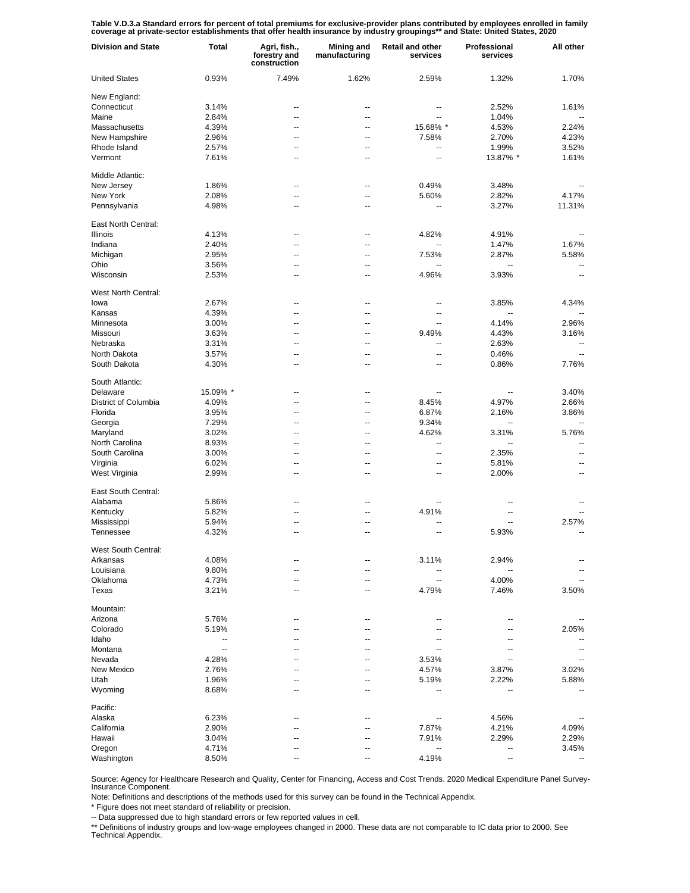**Table V.D.3.a Standard errors for percent of total premiums for exclusive-provider plans contributed by employees enrolled in family coverage at private-sector establishments that offer health insurance by industry groupings** and State: United States, 2020**

| Division and State | Total | Agri, fish., forestry and construction | Mining and manufacturing | Retail and other services | Professional services | All other |
|---|---|---|---|---|---|---|
| United States | 0.93% | 7.49% | 1.62% | 2.59% | 1.32% | 1.70% |
| New England: | | | | | | |
| Connecticut | 3.14% | -- | -- | -- | 2.52% | 1.61% |
| Maine | 2.84% | -- | -- | -- | 1.04% | -- |
| Massachusetts | 4.39% | -- | -- | 15.68% * | 4.53% | 2.24% |
| New Hampshire | 2.96% | -- | -- | 7.58% | 2.70% | 4.23% |
| Rhode Island | 2.57% | -- | -- | -- | 1.99% | 3.52% |
| Vermont | 7.61% | -- | -- | -- | 13.87% * | 1.61% |
| Middle Atlantic: | | | | | | |
| New Jersey | 1.86% | -- | -- | 0.49% | 3.48% | -- |
| New York | 2.08% | -- | -- | 5.60% | 2.82% | 4.17% |
| Pennsylvania | 4.98% | -- | -- | -- | 3.27% | 11.31% |
| East North Central: | | | | | | |
| Illinois | 4.13% | -- | -- | 4.82% | 4.91% | -- |
| Indiana | 2.40% | -- | -- | -- | 1.47% | 1.67% |
| Michigan | 2.95% | -- | -- | 7.53% | 2.87% | 5.58% |
| Ohio | 3.56% | -- | -- | -- | -- | -- |
| Wisconsin | 2.53% | -- | -- | 4.96% | 3.93% | -- |
| West North Central: | | | | | | |
| Iowa | 2.67% | -- | -- | -- | 3.85% | 4.34% |
| Kansas | 4.39% | -- | -- | -- | -- | -- |
| Minnesota | 3.00% | -- | -- | -- | 4.14% | 2.96% |
| Missouri | 3.63% | -- | -- | 9.49% | 4.43% | 3.16% |
| Nebraska | 3.31% | -- | -- | -- | 2.63% | -- |
| North Dakota | 3.57% | -- | -- | -- | 0.46% | -- |
| South Dakota | 4.30% | -- | -- | -- | 0.86% | 7.76% |
| South Atlantic: | | | | | | |
| Delaware | 15.09% * | -- | -- | -- | -- | 3.40% |
| District of Columbia | 4.09% | -- | -- | 8.45% | 4.97% | 2.66% |
| Florida | 3.95% | -- | -- | 6.87% | 2.16% | 3.86% |
| Georgia | 7.29% | -- | -- | 9.34% | -- | -- |
| Maryland | 3.02% | -- | -- | 4.62% | 3.31% | 5.76% |
| North Carolina | 8.93% | -- | -- | -- | -- | -- |
| South Carolina | 3.00% | -- | -- | -- | 2.35% | -- |
| Virginia | 6.02% | -- | -- | -- | 5.81% | -- |
| West Virginia | 2.99% | -- | -- | -- | 2.00% | -- |
| East South Central: | | | | | | |
| Alabama | 5.86% | -- | -- | -- | -- | -- |
| Kentucky | 5.82% | -- | -- | 4.91% | -- | -- |
| Mississippi | 5.94% | -- | -- | -- | -- | 2.57% |
| Tennessee | 4.32% | -- | -- | -- | 5.93% | -- |
| West South Central: | | | | | | |
| Arkansas | 4.08% | -- | -- | 3.11% | 2.94% | -- |
| Louisiana | 9.80% | -- | -- | -- | -- | -- |
| Oklahoma | 4.73% | -- | -- | -- | 4.00% | -- |
| Texas | 3.21% | -- | -- | 4.79% | 7.46% | 3.50% |
| Mountain: | | | | | | |
| Arizona | 5.76% | -- | -- | -- | -- | -- |
| Colorado | 5.19% | -- | -- | -- | -- | 2.05% |
| Idaho | -- | -- | -- | -- | -- | -- |
| Montana | -- | -- | -- | -- | -- | -- |
| Nevada | 4.28% | -- | -- | 3.53% | -- | -- |
| New Mexico | 2.76% | -- | -- | 4.57% | 3.87% | 3.02% |
| Utah | 1.96% | -- | -- | 5.19% | 2.22% | 5.88% |
| Wyoming | 8.68% | -- | -- | -- | -- | -- |
| Pacific: | | | | | | |
| Alaska | 6.23% | -- | -- | -- | 4.56% | -- |
| California | 2.90% | -- | -- | 7.87% | 4.21% | 4.09% |
| Hawaii | 3.04% | -- | -- | 7.91% | 2.29% | 2.29% |
| Oregon | 4.71% | -- | -- | -- | -- | 3.45% |
| Washington | 8.50% | -- | -- | 4.19% | -- | -- |

Source: Agency for Healthcare Research and Quality, Center for Financing, Access and Cost Trends. 2020 Medical Expenditure Panel Survey-Insurance Component.

Note: Definitions and descriptions of the methods used for this survey can be found in the Technical Appendix.

* Figure does not meet standard of reliability or precision.

-- Data suppressed due to high standard errors or few reported values in cell.

** Definitions of industry groups and low-wage employees changed in 2000. These data are not comparable to IC data prior to 2000. See Technical Appendix.